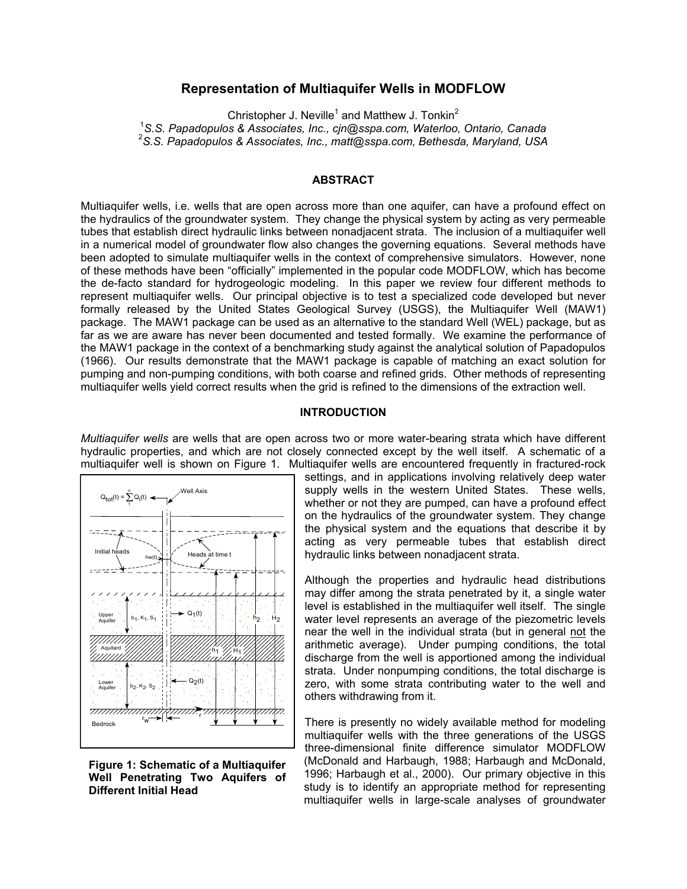# Representation of Multiaquifer Wells in MODFLOW

Christopher J. Neville[1] and Matthew J. Tonkin[2]

[1]*S.S. Papadopulos & Associates, Inc., cjn@sspa.com, Waterloo, Ontario, Canada*
[2]*S.S. Papadopulos & Associates, Inc., matt@sspa.com, Bethesda, Maryland, USA*

## ABSTRACT

Multiaquifer wells, i.e. wells that are open across more than one aquifer, can have a profound effect on the hydraulics of the groundwater system. They change the physical system by acting as very permeable tubes that establish direct hydraulic links between nonadjacent strata. The inclusion of a multiaquifer well in a numerical model of groundwater flow also changes the governing equations. Several methods have been adopted to simulate multiaquifer wells in the context of comprehensive simulators. However, none of these methods have been "officially" implemented in the popular code MODFLOW, which has become the de-facto standard for hydrogeologic modeling. In this paper we review four different methods to represent multiaquifer wells. Our principal objective is to test a specialized code developed but never formally released by the United States Geological Survey (USGS), the Multiaquifer Well (MAW1) package. The MAW1 package can be used as an alternative to the standard Well (WEL) package, but as far as we are aware has never been documented and tested formally. We examine the performance of the MAW1 package in the context of a benchmarking study against the analytical solution of Papadopulos (1966). Our results demonstrate that the MAW1 package is capable of matching an exact solution for pumping and non-pumping conditions, with both coarse and refined grids. Other methods of representing multiaquifer wells yield correct results when the grid is refined to the dimensions of the extraction well.

## INTRODUCTION

*Multiaquifer wells* are wells that are open across two or more water-bearing strata which have different hydraulic properties, and which are not closely connected except by the well itself. A schematic of a multiaquifer well is shown on Figure 1. Multiaquifer wells are encountered frequently in fractured-rock settings, and in applications involving relatively deep water supply wells in the western United States. These wells, whether or not they are pumped, can have a profound effect on the hydraulics of the groundwater system. They change the physical system and the equations that describe it by acting as very permeable tubes that establish direct hydraulic links between nonadjacent strata.

**Figure 1: Schematic of a Multiaquifer Well Penetrating Two Aquifers of Different Initial Head**

Although the properties and hydraulic head distributions may differ among the strata penetrated by it, a single water level is established in the multiaquifer well itself. The single water level represents an average of the piezometric levels near the well in the individual strata (but in general not the arithmetic average). Under pumping conditions, the total discharge from the well is apportioned among the individual strata. Under nonpumping conditions, the total discharge is zero, with some strata contributing water to the well and others withdrawing from it.

There is presently no widely available method for modeling multiaquifer wells with the three generations of the USGS three-dimensional finite difference simulator MODFLOW (McDonald and Harbaugh, 1988; Harbaugh and McDonald, 1996; Harbaugh et al., 2000). Our primary objective in this study is to identify an appropriate method for representing multiaquifer wells in large-scale analyses of groundwater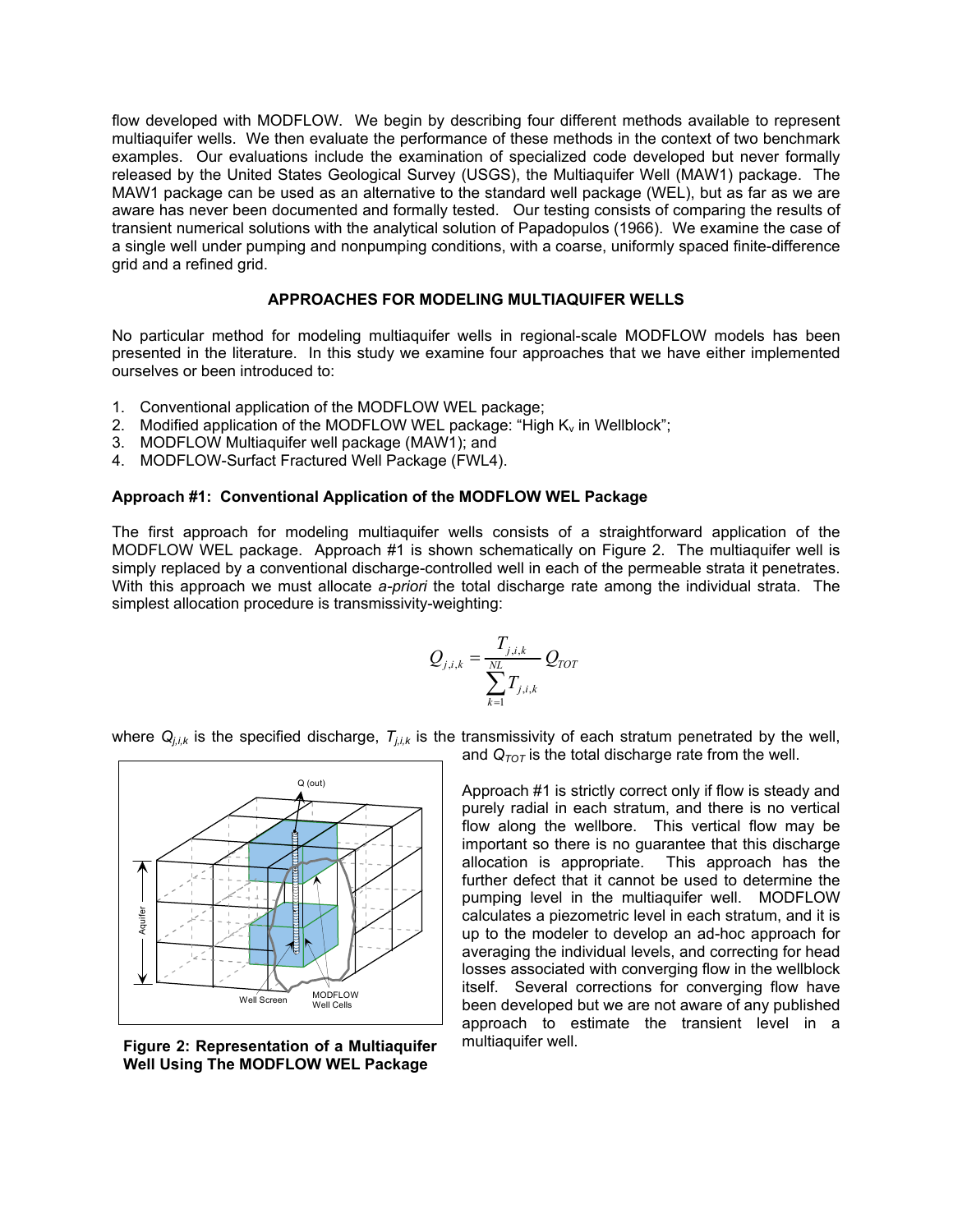flow developed with MODFLOW. We begin by describing four different methods available to represent multiaquifer wells. We then evaluate the performance of these methods in the context of two benchmark examples. Our evaluations include the examination of specialized code developed but never formally released by the United States Geological Survey (USGS), the Multiaquifer Well (MAW1) package. The MAW1 package can be used as an alternative to the standard well package (WEL), but as far as we are aware has never been documented and formally tested. Our testing consists of comparing the results of transient numerical solutions with the analytical solution of Papadopulos (1966). We examine the case of a single well under pumping and nonpumping conditions, with a coarse, uniformly spaced finite-difference grid and a refined grid.

## APPROACHES FOR MODELING MULTIAQUIFER WELLS

No particular method for modeling multiaquifer wells in regional-scale MODFLOW models has been presented in the literature. In this study we examine four approaches that we have either implemented ourselves or been introduced to:

1. Conventional application of the MODFLOW WEL package;
2. Modified application of the MODFLOW WEL package: "High $K_v$ in Wellblock";
3. MODFLOW Multiaquifer well package (MAW1); and
4. MODFLOW-Surfact Fractured Well Package (FWL4).

### Approach #1: Conventional Application of the MODFLOW WEL Package

The first approach for modeling multiaquifer wells consists of a straightforward application of the MODFLOW WEL package. Approach #1 is shown schematically on Figure 2. The multiaquifer well is simply replaced by a conventional discharge-controlled well in each of the permeable strata it penetrates. With this approach we must allocate *a-priori* the total discharge rate among the individual strata. The simplest allocation procedure is transmissivity-weighting:

$$Q_{j,i,k} = \frac{T_{j,i,k}}{\sum_{k=1}^{NL} T_{j,i,k}} Q_{TOT}$$

where $Q_{j,i,k}$ is the specified discharge, $T_{j,i,k}$ is the transmissivity of each stratum penetrated by the well, and $Q_{TOT}$ is the total discharge rate from the well.

**Figure 2: Representation of a Multiaquifer Well Using The MODFLOW WEL Package**

Approach #1 is strictly correct only if flow is steady and purely radial in each stratum, and there is no vertical flow along the wellbore. This vertical flow may be important so there is no guarantee that this discharge allocation is appropriate. This approach has the further defect that it cannot be used to determine the pumping level in the multiaquifer well. MODFLOW calculates a piezometric level in each stratum, and it is up to the modeler to develop an ad-hoc approach for averaging the individual levels, and correcting for head losses associated with converging flow in the wellblock itself. Several corrections for converging flow have been developed but we are not aware of any published approach to estimate the transient level in a multiaquifer well.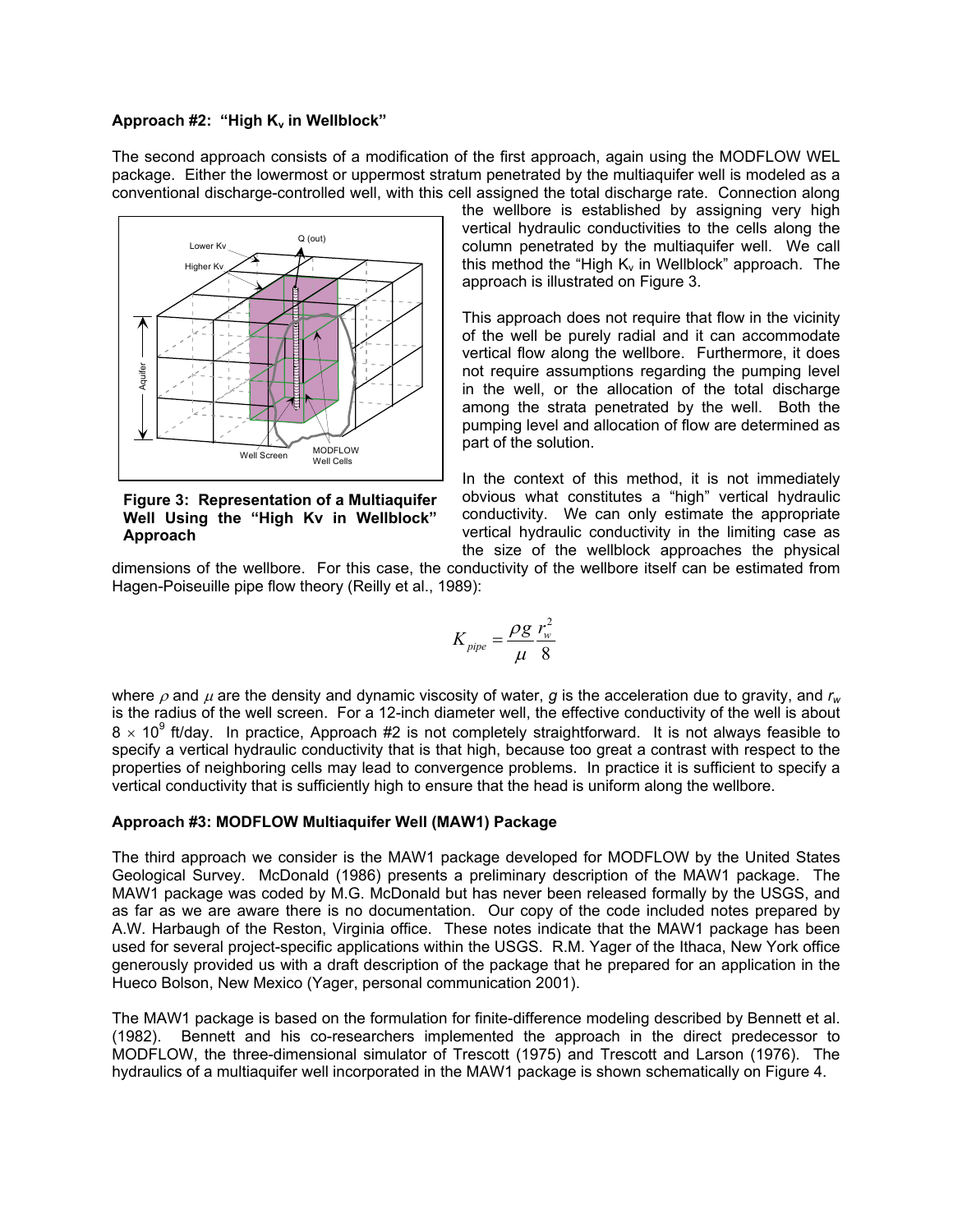### Approach #2: "High $K_v$ in Wellblock"

The second approach consists of a modification of the first approach, again using the MODFLOW WEL package. Either the lowermost or uppermost stratum penetrated by the multiaquifer well is modeled as a conventional discharge-controlled well, with this cell assigned the total discharge rate. Connection along the wellbore is established by assigning very high vertical hydraulic conductivities to the cells along the column penetrated by the multiaquifer well. We call this method the "High $K_v$ in Wellblock" approach. The approach is illustrated on Figure 3.

**Figure 3: Representation of a Multiaquifer Well Using the "High Kv in Wellblock" Approach**

This approach does not require that flow in the vicinity of the well be purely radial and it can accommodate vertical flow along the wellbore. Furthermore, it does not require assumptions regarding the pumping level in the well, or the allocation of the total discharge among the strata penetrated by the well. Both the pumping level and allocation of flow are determined as part of the solution.

In the context of this method, it is not immediately obvious what constitutes a "high" vertical hydraulic conductivity. We can only estimate the appropriate vertical hydraulic conductivity in the limiting case as the size of the wellblock approaches the physical dimensions of the wellbore. For this case, the conductivity of the wellbore itself can be estimated from Hagen-Poiseuille pipe flow theory (Reilly et al., 1989):

$$K_{pipe} = \frac{\rho g}{\mu} \frac{r_w^2}{8}$$

where $\rho$ and $\mu$ are the density and dynamic viscosity of water, $g$ is the acceleration due to gravity, and $r_w$ is the radius of the well screen. For a 12-inch diameter well, the effective conductivity of the well is about $8 \times 10^9$ ft/day. In practice, Approach #2 is not completely straightforward. It is not always feasible to specify a vertical hydraulic conductivity that is that high, because too great a contrast with respect to the properties of neighboring cells may lead to convergence problems. In practice it is sufficient to specify a vertical conductivity that is sufficiently high to ensure that the head is uniform along the wellbore.

### Approach #3: MODFLOW Multiaquifer Well (MAW1) Package

The third approach we consider is the MAW1 package developed for MODFLOW by the United States Geological Survey. McDonald (1986) presents a preliminary description of the MAW1 package. The MAW1 package was coded by M.G. McDonald but has never been released formally by the USGS, and as far as we are aware there is no documentation. Our copy of the code included notes prepared by A.W. Harbaugh of the Reston, Virginia office. These notes indicate that the MAW1 package has been used for several project-specific applications within the USGS. R.M. Yager of the Ithaca, New York office generously provided us with a draft description of the package that he prepared for an application in the Hueco Bolson, New Mexico (Yager, personal communication 2001).

The MAW1 package is based on the formulation for finite-difference modeling described by Bennett et al. (1982). Bennett and his co-researchers implemented the approach in the direct predecessor to MODFLOW, the three-dimensional simulator of Trescott (1975) and Trescott and Larson (1976). The hydraulics of a multiaquifer well incorporated in the MAW1 package is shown schematically on Figure 4.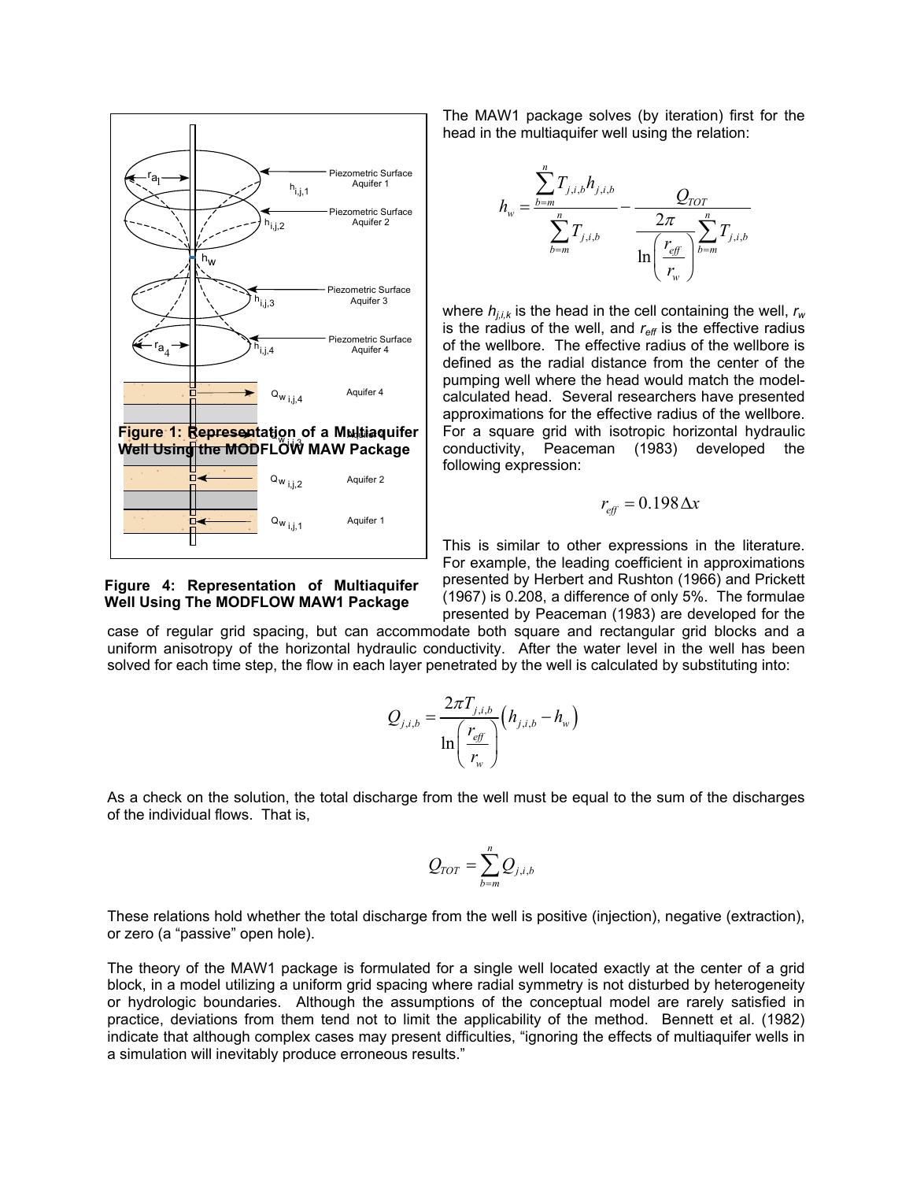Figure 4: Representation of Multiaquifer Well Using The MODFLOW MAW1 Package

The MAW1 package solves (by iteration) first for the head in the multiaquifer well using the relation:

$$h_w = \frac{\sum_{b=m}^{n} T_{j,i,b} h_{j,i,b}}{\sum_{b=m}^{n} T_{j,i,b}} - \frac{Q_{TOT}}{\dfrac{2\pi}{\ln\left(\dfrac{r_{eff}}{r_w}\right)} \sum_{b=m}^{n} T_{j,i,b}}$$

where $h_{j,i,k}$ is the head in the cell containing the well, $r_w$ is the radius of the well, and $r_{eff}$ is the effective radius of the wellbore. The effective radius of the wellbore is defined as the radial distance from the center of the pumping well where the head would match the model-calculated head. Several researchers have presented approximations for the effective radius of the wellbore. For a square grid with isotropic horizontal hydraulic conductivity, Peaceman (1983) developed the following expression:

$$r_{eff} = 0.198\,\Delta x$$

This is similar to other expressions in the literature. For example, the leading coefficient in approximations presented by Herbert and Rushton (1966) and Prickett (1967) is 0.208, a difference of only 5%. The formulae presented by Peaceman (1983) are developed for the case of regular grid spacing, but can accommodate both square and rectangular grid blocks and a uniform anisotropy of the horizontal hydraulic conductivity. After the water level in the well has been solved for each time step, the flow in each layer penetrated by the well is calculated by substituting into:

$$Q_{j,i,b} = \frac{2\pi T_{j,i,b}}{\ln\left(\dfrac{r_{eff}}{r_w}\right)} \left(h_{j,i,b} - h_w\right)$$

As a check on the solution, the total discharge from the well must be equal to the sum of the discharges of the individual flows. That is,

$$Q_{TOT} = \sum_{b=m}^{n} Q_{j,i,b}$$

These relations hold whether the total discharge from the well is positive (injection), negative (extraction), or zero (a "passive" open hole).

The theory of the MAW1 package is formulated for a single well located exactly at the center of a grid block, in a model utilizing a uniform grid spacing where radial symmetry is not disturbed by heterogeneity or hydrologic boundaries. Although the assumptions of the conceptual model are rarely satisfied in practice, deviations from them tend not to limit the applicability of the method. Bennett et al. (1982) indicate that although complex cases may present difficulties, "ignoring the effects of multiaquifer wells in a simulation will inevitably produce erroneous results."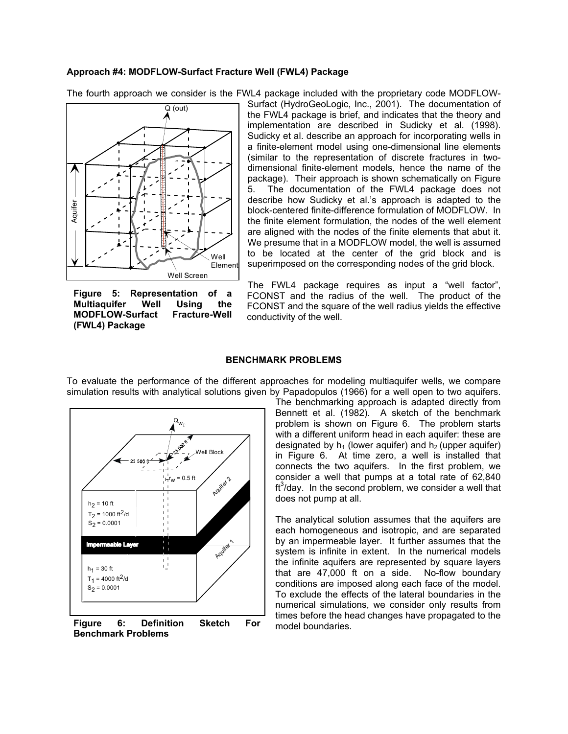**Approach #4: MODFLOW-Surface Fracture Well (FWL4) Package**

The fourth approach we consider is the FWL4 package included with the proprietary code MODFLOW-Surfact (HydroGeoLogic, Inc., 2001). The documentation of the FWL4 package is brief, and indicates that the theory and implementation are described in Sudicky et al. (1998). Sudicky et al. describe an approach for incorporating wells in a finite-element model using one-dimensional line elements (similar to the representation of discrete fractures in two-dimensional finite-element models, hence the name of the package). Their approach is shown schematically on Figure 5. The documentation of the FWL4 package does not describe how Sudicky et al.'s approach is adapted to the block-centered finite-difference formulation of MODFLOW. In the finite element formulation, the nodes of the well element are aligned with the nodes of the finite elements that abut it. We presume that in a MODFLOW model, the well is assumed to be located at the center of the grid block and is superimposed on the corresponding nodes of the grid block.

**Figure 5: Representation of a Multiaquifer Well Using the MODFLOW-Surfact Fracture-Well (FWL4) Package**

The FWL4 package requires as input a "well factor", FCONST and the radius of the well. The product of the FCONST and the square of the well radius yields the effective conductivity of the well.

## BENCHMARK PROBLEMS

To evaluate the performance of the different approaches for modeling multiaquifer wells, we compare simulation results with analytical solutions given by Papadopulos (1966) for a well open to two aquifers. The benchmarking approach is adapted directly from Bennett et al. (1982). A sketch of the benchmark problem is shown on Figure 6. The problem starts with a different uniform head in each aquifer: these are designated by $h_1$ (lower aquifer) and $h_2$ (upper aquifer) in Figure 6. At time zero, a well is installed that connects the two aquifers. In the first problem, we consider a well that pumps at a total rate of 62,840 $ft^3$/day. In the second problem, we consider a well that does not pump at all.

**Figure 6: Definition Sketch For Benchmark Problems**

The analytical solution assumes that the aquifers are each homogeneous and isotropic, and are separated by an impermeable layer. It further assumes that the system is infinite in extent. In the numerical models the infinite aquifers are represented by square layers that are 47,000 ft on a side. No-flow boundary conditions are imposed along each face of the model. To exclude the effects of the lateral boundaries in the numerical simulations, we consider only results from times before the head changes have propagated to the model boundaries.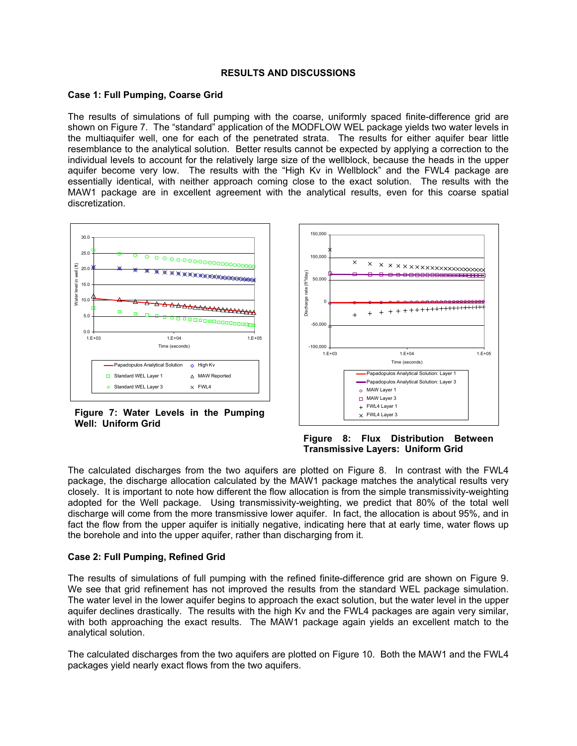## RESULTS AND DISCUSSIONS

### Case 1: Full Pumping, Coarse Grid

The results of simulations of full pumping with the coarse, uniformly spaced finite-difference grid are shown on Figure 7. The "standard" application of the MODFLOW WEL package yields two water levels in the multiaquifer well, one for each of the penetrated strata. The results for either aquifer bear little resemblance to the analytical solution. Better results cannot be expected by applying a correction to the individual levels to account for the relatively large size of the wellblock, because the heads in the upper aquifer become very low. The results with the "High Kv in Wellblock" and the FWL4 package are essentially identical, with neither approach coming close to the exact solution. The results with the MAW1 package are in excellent agreement with the analytical results, even for this coarse spatial discretization.

**Figure 7: Water Levels in the Pumping Well: Uniform Grid**

**Figure 8: Flux Distribution Between Transmissive Layers: Uniform Grid**

The calculated discharges from the two aquifers are plotted on Figure 8. In contrast with the FWL4 package, the discharge allocation calculated by the MAW1 package matches the analytical results very closely. It is important to note how different the flow allocation is from the simple transmissivity-weighting adopted for the Well package. Using transmissivity-weighting, we predict that 80% of the total well discharge will come from the more transmissive lower aquifer. In fact, the allocation is about 95%, and in fact the flow from the upper aquifer is initially negative, indicating here that at early time, water flows up the borehole and into the upper aquifer, rather than discharging from it.

### Case 2: Full Pumping, Refined Grid

The results of simulations of full pumping with the refined finite-difference grid are shown on Figure 9. We see that grid refinement has not improved the results from the standard WEL package simulation. The water level in the lower aquifer begins to approach the exact solution, but the water level in the upper aquifer declines drastically. The results with the high Kv and the FWL4 packages are again very similar, with both approaching the exact results. The MAW1 package again yields an excellent match to the analytical solution.

The calculated discharges from the two aquifers are plotted on Figure 10. Both the MAW1 and the FWL4 packages yield nearly exact flows from the two aquifers.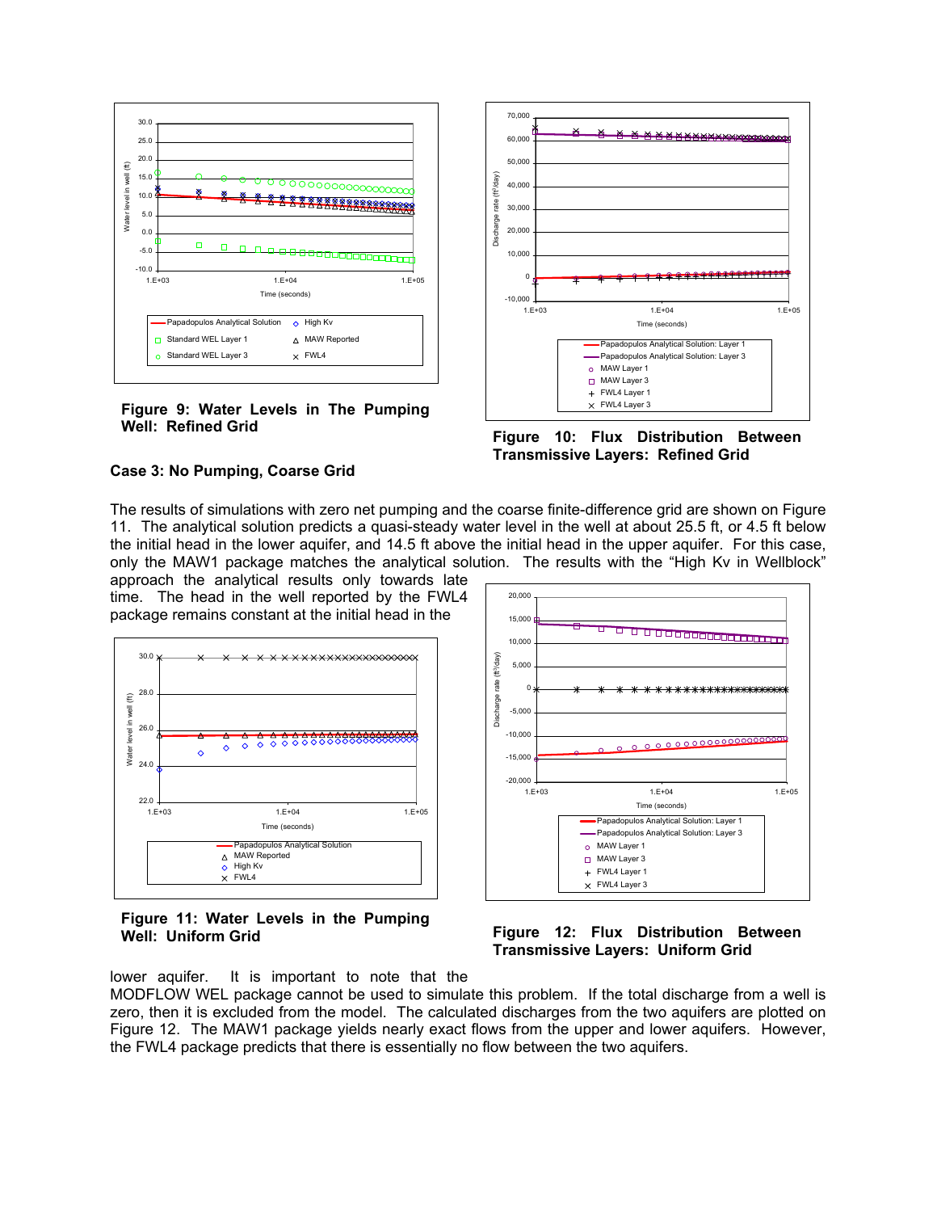**Figure 9: Water Levels in The Pumping Well: Refined Grid**

**Figure 10: Flux Distribution Between Transmissive Layers: Refined Grid**

### Case 3: No Pumping, Coarse Grid

The results of simulations with zero net pumping and the coarse finite-difference grid are shown on Figure 11. The analytical solution predicts a quasi-steady water level in the well at about 25.5 ft, or 4.5 ft below the initial head in the lower aquifer, and 14.5 ft above the initial head in the upper aquifer. For this case, only the MAW1 package matches the analytical solution. The results with the "High Kv in Wellblock" approach the analytical results only towards late time. The head in the well reported by the FWL4 package remains constant at the initial head in the lower aquifer. It is important to note that the MODFLOW WEL package cannot be used to simulate this problem. If the total discharge from a well is zero, then it is excluded from the model. The calculated discharges from the two aquifers are plotted on Figure 12. The MAW1 package yields nearly exact flows from the upper and lower aquifers. However, the FWL4 package predicts that there is essentially no flow between the two aquifers.

**Figure 11: Water Levels in the Pumping Well: Uniform Grid**

**Figure 12: Flux Distribution Between Transmissive Layers: Uniform Grid**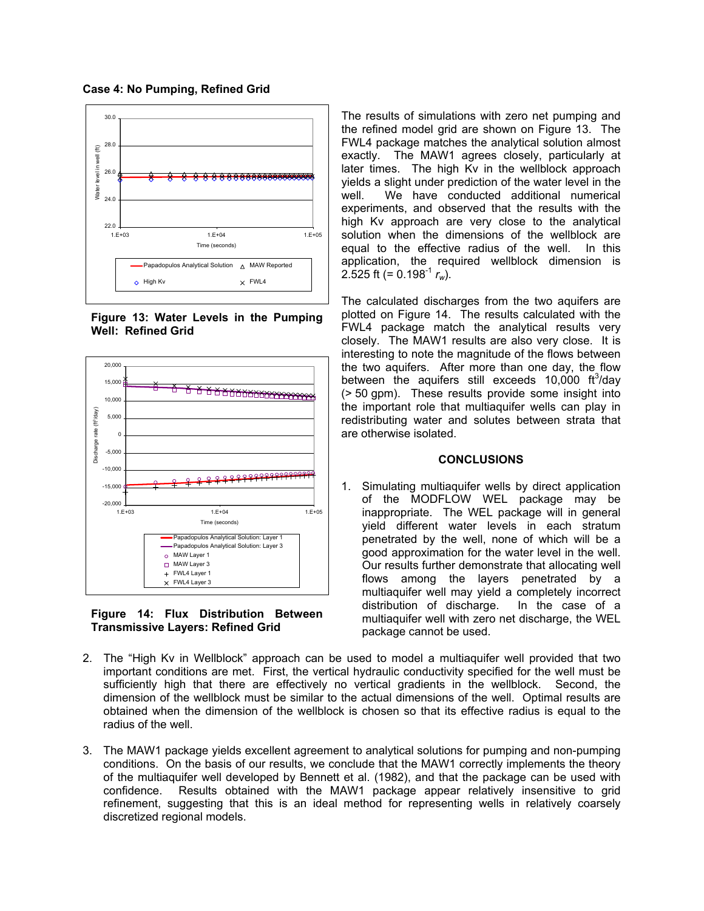**Case 4: No Pumping, Refined Grid**

**Figure 13: Water Levels in the Pumping Well: Refined Grid**

**Figure 14: Flux Distribution Between Transmissive Layers: Refined Grid**

The results of simulations with zero net pumping and the refined model grid are shown on Figure 13. The FWL4 package matches the analytical solution almost exactly. The MAW1 agrees closely, particularly at later times. The high Kv in the wellblock approach yields a slight under prediction of the water level in the well. We have conducted additional numerical experiments, and observed that the results with the high Kv approach are very close to the analytical solution when the dimensions of the wellblock are equal to the effective radius of the well. In this application, the required wellblock dimension is 2.525 ft (= $0.198^{-1}\ r_w$).

The calculated discharges from the two aquifers are plotted on Figure 14. The results calculated with the FWL4 package match the analytical results very closely. The MAW1 results are also very close. It is interesting to note the magnitude of the flows between the two aquifers. After more than one day, the flow between the aquifers still exceeds 10,000 $ft^3$/day (> 50 gpm). These results provide some insight into the important role that multiaquifer wells can play in redistributing water and solutes between strata that are otherwise isolated.

## CONCLUSIONS

1. Simulating multiaquifer wells by direct application of the MODFLOW WEL package may be inappropriate. The WEL package will in general yield different water levels in each stratum penetrated by the well, none of which will be a good approximation for the water level in the well. Our results further demonstrate that allocating well flows among the layers penetrated by a multiaquifer well may yield a completely incorrect distribution of discharge. In the case of a multiaquifer well with zero net discharge, the WEL package cannot be used.

2. The "High Kv in Wellblock" approach can be used to model a multiaquifer well provided that two important conditions are met. First, the vertical hydraulic conductivity specified for the well must be sufficiently high that there are effectively no vertical gradients in the wellblock. Second, the dimension of the wellblock must be similar to the actual dimensions of the well. Optimal results are obtained when the dimension of the wellblock is chosen so that its effective radius is equal to the radius of the well.

3. The MAW1 package yields excellent agreement to analytical solutions for pumping and non-pumping conditions. On the basis of our results, we conclude that the MAW1 correctly implements the theory of the multiaquifer well developed by Bennett et al. (1982), and that the package can be used with confidence. Results obtained with the MAW1 package appear relatively insensitive to grid refinement, suggesting that this is an ideal method for representing wells in relatively coarsely discretized regional models.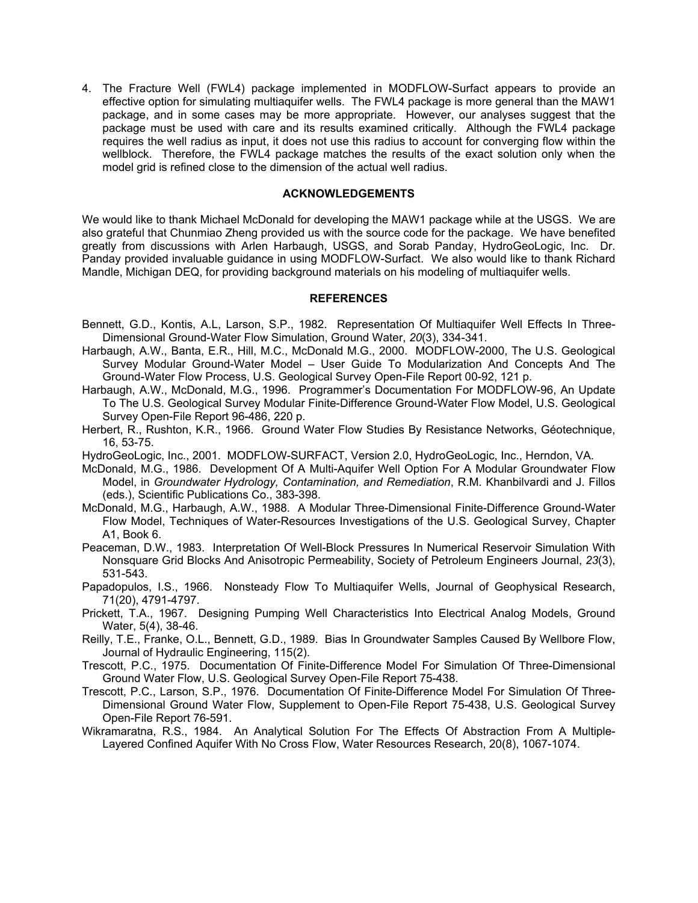4. The Fracture Well (FWL4) package implemented in MODFLOW-Surfact appears to provide an effective option for simulating multiaquifer wells. The FWL4 package is more general than the MAW1 package, and in some cases may be more appropriate. However, our analyses suggest that the package must be used with care and its results examined critically. Although the FWL4 package requires the well radius as input, it does not use this radius to account for converging flow within the wellblock. Therefore, the FWL4 package matches the results of the exact solution only when the model grid is refined close to the dimension of the actual well radius.

## ACKNOWLEDGEMENTS

We would like to thank Michael McDonald for developing the MAW1 package while at the USGS. We are also grateful that Chunmiao Zheng provided us with the source code for the package. We have benefited greatly from discussions with Arlen Harbaugh, USGS, and Sorab Panday, HydroGeoLogic, Inc. Dr. Panday provided invaluable guidance in using MODFLOW-Surfact. We also would like to thank Richard Mandle, Michigan DEQ, for providing background materials on his modeling of multiaquifer wells.

## REFERENCES

Bennett, G.D., Kontis, A.L, Larson, S.P., 1982. Representation Of Multiaquifer Well Effects In Three-Dimensional Ground-Water Flow Simulation, Ground Water, *20*(3), 334-341.

Harbaugh, A.W., Banta, E.R., Hill, M.C., McDonald M.G., 2000. MODFLOW-2000, The U.S. Geological Survey Modular Ground-Water Model – User Guide To Modularization And Concepts And The Ground-Water Flow Process, U.S. Geological Survey Open-File Report 00-92, 121 p.

Harbaugh, A.W., McDonald, M.G., 1996. Programmer's Documentation For MODFLOW-96, An Update To The U.S. Geological Survey Modular Finite-Difference Ground-Water Flow Model, U.S. Geological Survey Open-File Report 96-486, 220 p.

Herbert, R., Rushton, K.R., 1966. Ground Water Flow Studies By Resistance Networks, Géotechnique, 16, 53-75.

HydroGeoLogic, Inc., 2001. MODFLOW-SURFACT, Version 2.0, HydroGeoLogic, Inc., Herndon, VA.

McDonald, M.G., 1986. Development Of A Multi-Aquifer Well Option For A Modular Groundwater Flow Model, in *Groundwater Hydrology, Contamination, and Remediation*, R.M. Khanbilvardi and J. Fillos (eds.), Scientific Publications Co., 383-398.

McDonald, M.G., Harbaugh, A.W., 1988. A Modular Three-Dimensional Finite-Difference Ground-Water Flow Model, Techniques of Water-Resources Investigations of the U.S. Geological Survey, Chapter A1, Book 6.

Peaceman, D.W., 1983. Interpretation Of Well-Block Pressures In Numerical Reservoir Simulation With Nonsquare Grid Blocks And Anisotropic Permeability, Society of Petroleum Engineers Journal, *23*(3), 531-543.

Papadopulos, I.S., 1966. Nonsteady Flow To Multiaquifer Wells, Journal of Geophysical Research, 71(20), 4791-4797.

Prickett, T.A., 1967. Designing Pumping Well Characteristics Into Electrical Analog Models, Ground Water, 5(4), 38-46.

Reilly, T.E., Franke, O.L., Bennett, G.D., 1989. Bias In Groundwater Samples Caused By Wellbore Flow, Journal of Hydraulic Engineering, 115(2).

Trescott, P.C., 1975. Documentation Of Finite-Difference Model For Simulation Of Three-Dimensional Ground Water Flow, U.S. Geological Survey Open-File Report 75-438.

Trescott, P.C., Larson, S.P., 1976. Documentation Of Finite-Difference Model For Simulation Of Three-Dimensional Ground Water Flow, Supplement to Open-File Report 75-438, U.S. Geological Survey Open-File Report 76-591.

Wikramaratna, R.S., 1984. An Analytical Solution For The Effects Of Abstraction From A Multiple-Layered Confined Aquifer With No Cross Flow, Water Resources Research, 20(8), 1067-1074.